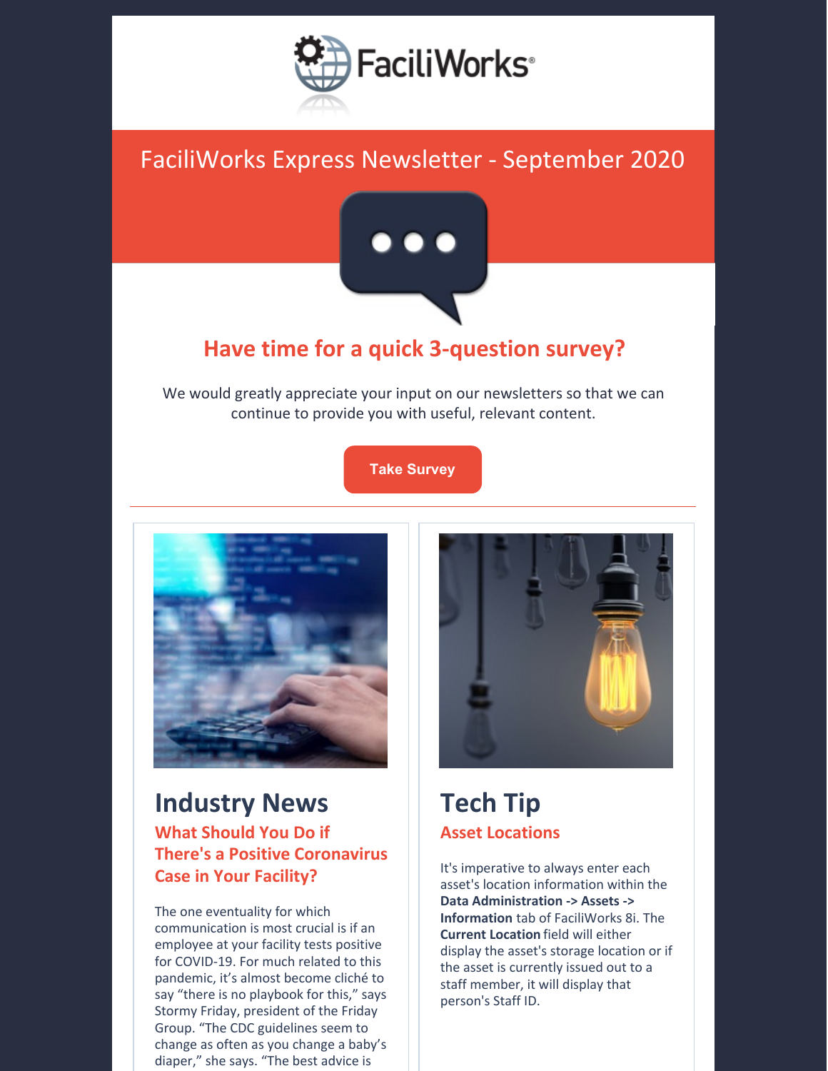FaciliWorks®

# FaciliWorks Express Newsletter - September 2020

## Have time for a quick 3-question survey?

We would greatly appreciate your input on our newsletters so that we can continue to provide you with useful, relevant content.

Take Survey

---

## Industry News

### What Should You Do if There's a Positive Coronavirus Case in Your Facility?

The one eventuality for which communication is most crucial is if an employee at your facility tests positive for COVID-19. For much related to this pandemic, it's almost become cliché to say "there is no playbook for this," says Stormy Friday, president of the Friday Group. "The CDC guidelines seem to change as often as you change a baby's diaper," she says. "The best advice is

## Tech Tip

### Asset Locations

It's imperative to always enter each asset's location information within the **Data Administration -> Assets -> Information** tab of FaciliWorks 8i. The **Current Location** field will either display the asset's storage location or if the asset is currently issued out to a staff member, it will display that person's Staff ID.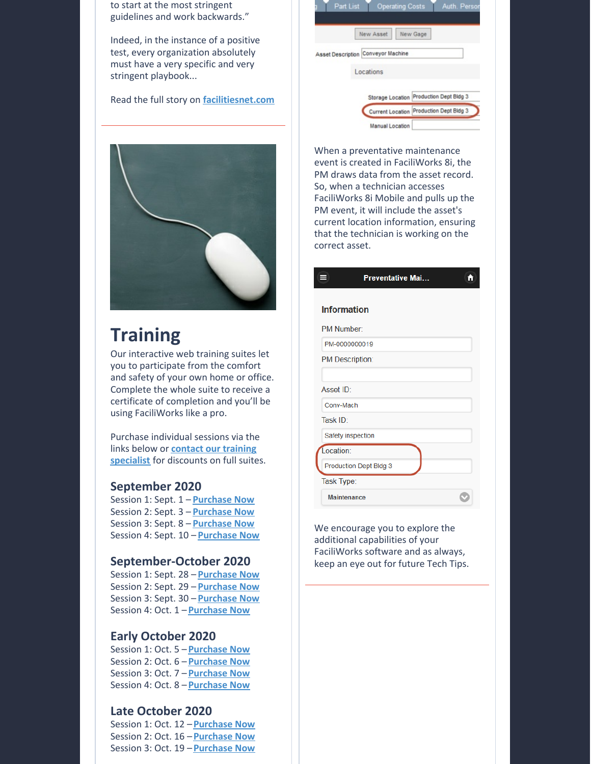to start at the most stringent guidelines and work backwards."

Indeed, in the instance of a positive test, every organization absolutely must have a very specific and very stringent playbook...

Read the full story on [facilitiesnet.com]()

## Training

Our interactive web training suites let you to participate from the comfort and safety of your own home or office. Complete the whole suite to receive a certificate of completion and you'll be using FaciliWorks like a pro.

Purchase individual sessions via the links below or [contact our training specialist]() for discounts on full suites.

### September 2020

Session 1: Sept. 1 – [Purchase Now]()
Session 2: Sept. 3 – [Purchase Now]()
Session 3: Sept. 8 – [Purchase Now]()
Session 4: Sept. 10 – [Purchase Now]()

### September-October 2020

Session 1: Sept. 28 – [Purchase Now]()
Session 2: Sept. 29 – [Purchase Now]()
Session 3: Sept. 30 – [Purchase Now]()
Session 4: Oct. 1 – [Purchase Now]()

### Early October 2020

Session 1: Oct. 5 – [Purchase Now]()
Session 2: Oct. 6 – [Purchase Now]()
Session 3: Oct. 7 – [Purchase Now]()
Session 4: Oct. 8 – [Purchase Now]()

### Late October 2020

Session 1: Oct. 12 – [Purchase Now]()
Session 2: Oct. 16 – [Purchase Now]()
Session 3: Oct. 19 – [Purchase Now]()

When a preventative maintenance event is created in FaciliWorks 8i, the PM draws data from the asset record. So, when a technician accesses FaciliWorks 8i Mobile and pulls up the PM event, it will include the asset's current location information, ensuring that the technician is working on the correct asset.

We encourage you to explore the additional capabilities of your FaciliWorks software and as always, keep an eye out for future Tech Tips.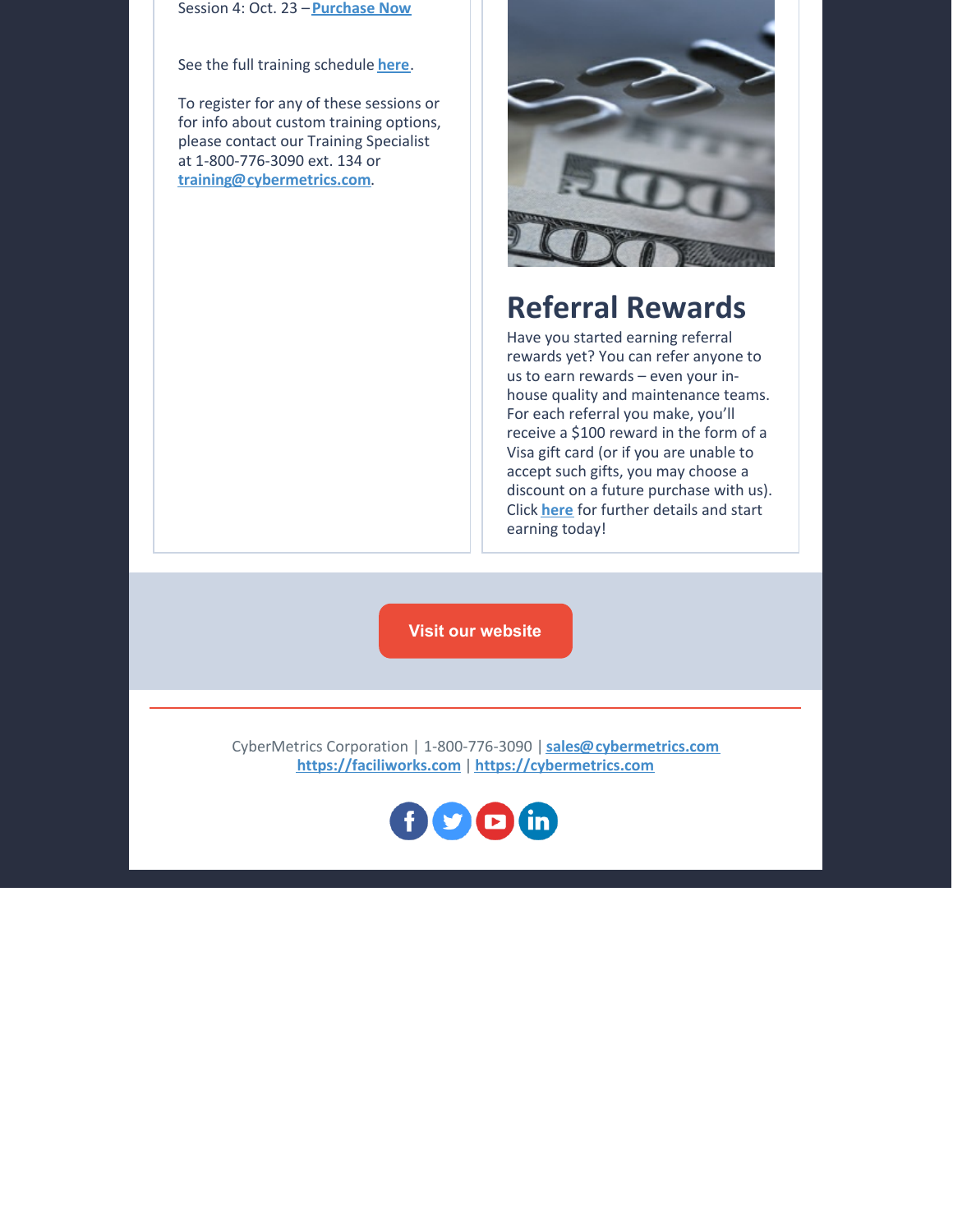Session 4: Oct. 23 – Purchase Now

See the full training schedule here.

To register for any of these sessions or for info about custom training options, please contact our Training Specialist at 1-800-776-3090 ext. 134 or training@cybermetrics.com.

## Referral Rewards

Have you started earning referral rewards yet? You can refer anyone to us to earn rewards – even your in-house quality and maintenance teams. For each referral you make, you'll receive a $100 reward in the form of a Visa gift card (or if you are unable to accept such gifts, you may choose a discount on a future purchase with us). Click here for further details and start earning today!

Visit our website

CyberMetrics Corporation | 1-800-776-3090 | sales@cybermetrics.com
https://faciliworks.com | https://cybermetrics.com